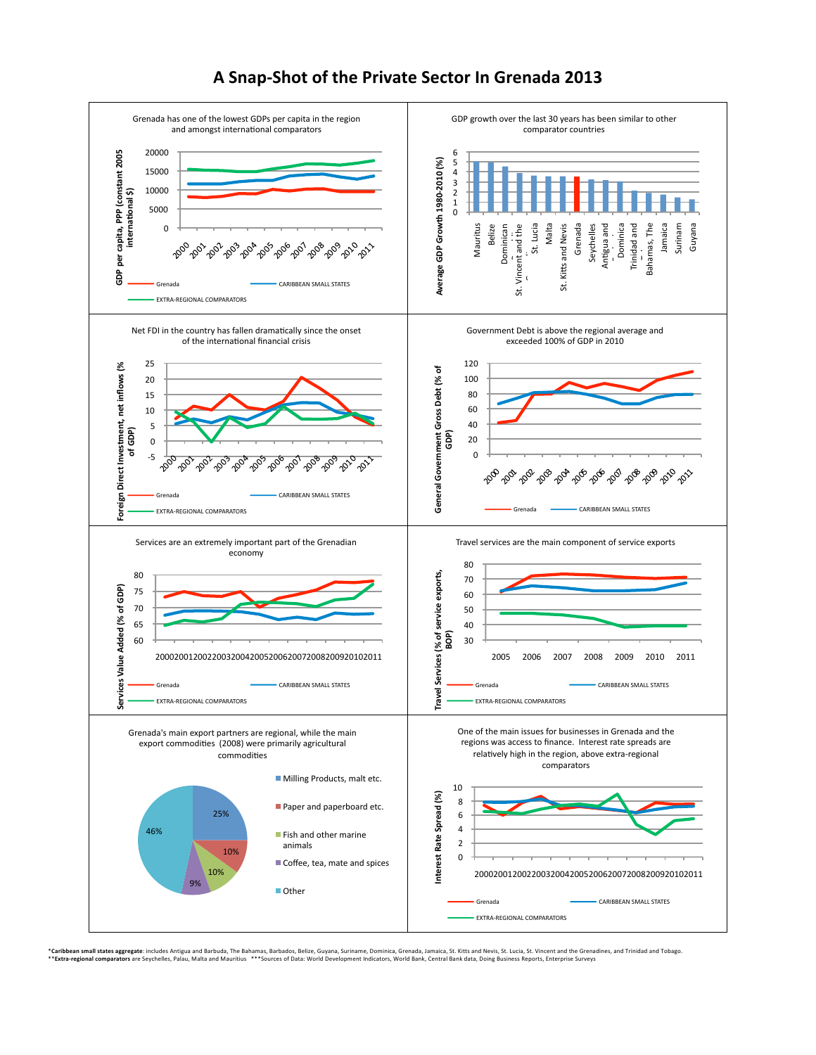# A Snap-Shot of the Private Sector In Grenada 2013

Grenada has one of the lowest GDPs per capita in the region and amongst international comparators

GDP per capita, PPP (constant 2005 international $)

20000, 15000, 10000, 5000, 0

2000, 2001, 2002, 2003, 2004, 2005, 2006, 2007, 2008, 2009, 2010, 2011

Grenada — CARIBBEAN SMALL STATES — EXTRA-REGIONAL COMPARATORS

GDP growth over the last 30 years has been similar to other comparator countries

Average GDP Growth 1980-2010 (%)

6, 5, 4, 3, 2, 1, 0

Mauritius, Belize, Dominican ..., St. Vincent and the ..., St. Lucia, Malta, St. Kitts and Nevis, Grenada, Seychelles, Antigua and ..., Dominica, Trinidad and ..., Bahamas, The, Jamaica, Surinam, Guyana

Net FDI in the country has fallen dramatically since the onset of the international financial crisis

Foreign Direct Investment, net inflows (% of GDP)

25, 20, 15, 10, 5, 0, -5

2000, 2001, 2002, 2003, 2004, 2005, 2006, 2007, 2008, 2009, 2010, 2011

Grenada — CARIBBEAN SMALL STATES — EXTRA-REGIONAL COMPARATORS

Government Debt is above the regional average and exceeded 100% of GDP in 2010

General Government Gross Debt (% of GDP)

120, 100, 80, 60, 40, 20, 0

2000, 2001, 2002, 2003, 2004, 2005, 2006, 2007, 2008, 2009, 2010, 2011

Grenada — CARIBBEAN SMALL STATES

Services are an extremely important part of the Grenadian economy

Services Value Added (% of GDP)

80, 75, 70, 65, 60

2000, 2001, 2002, 2003, 2004, 2005, 2006, 2007, 2008, 2009, 2010, 2011

Grenada — CARIBBEAN SMALL STATES — EXTRA-REGIONAL COMPARATORS

Travel services are the main component of service exports

Travel Services (% of service exports, BOP)

80, 70, 60, 50, 40, 30

2005, 2006, 2007, 2008, 2009, 2010, 2011

Grenada — CARIBBEAN SMALL STATES — EXTRA-REGIONAL COMPARATORS

Grenada's main export partners are regional, while the main export commodities (2008) were primarily agricultural commodities

- Milling Products, malt etc. — 25%
- Paper and paperboard etc. — 10%
- Fish and other marine animals — 10%
- Coffee, tea, mate and spices — 9%
- Other — 46%

One of the main issues for businesses in Grenada and the regions was access to finance. Interest rate spreads are relatively high in the region, above extra-regional comparators

Interest Rate Spread (%)

10, 8, 6, 4, 2, 0

2000, 2001, 2002, 2003, 2004, 2005, 2006, 2007, 2008, 2009, 2010, 2011

Grenada — CARIBBEAN SMALL STATES — EXTRA-REGIONAL COMPARATORS

***Caribbean small states aggregate**: includes Antigua and Barbuda, The Bahamas, Barbados, Belize, Guyana, Suriname, Dominica, Grenada, Jamaica, St. Kitts and Nevis, St. Lucia, St. Vincent and the Grenadines, and Trinidad and Tobago.
****Extra-regional comparators** are Seychelles, Palau, Malta and Mauritius ***Sources of Data: World Development Indicators, World Bank, Central Bank data, Doing Business Reports, Enterprise Surveys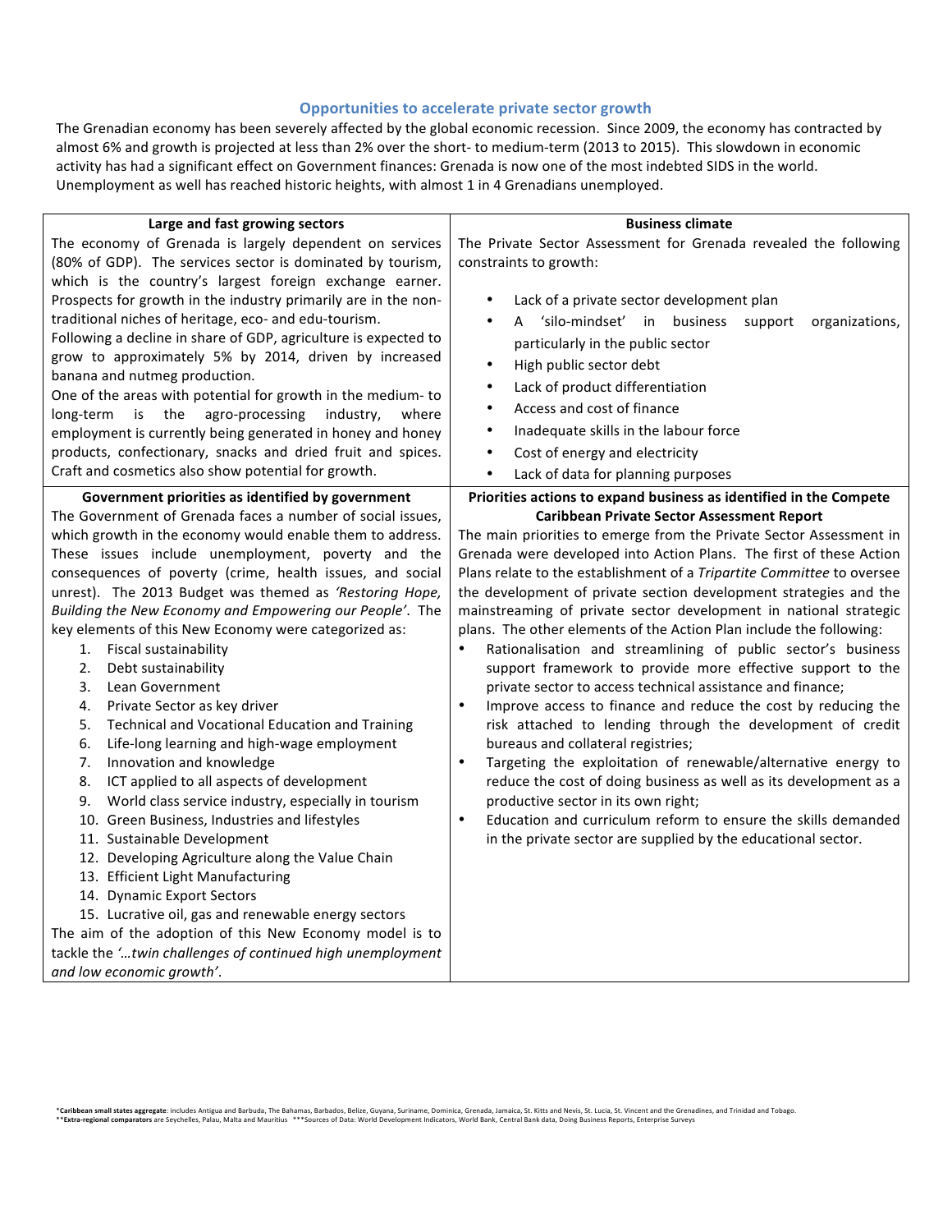## Opportunities to accelerate private sector growth

The Grenadian economy has been severely affected by the global economic recession. Since 2009, the economy has contracted by almost 6% and growth is projected at less than 2% over the short- to medium-term (2013 to 2015). This slowdown in economic activity has had a significant effect on Government finances: Grenada is now one of the most indebted SIDS in the world. Unemployment as well has reached historic heights, with almost 1 in 4 Grenadians unemployed.

### Large and fast growing sectors

The economy of Grenada is largely dependent on services (80% of GDP). The services sector is dominated by tourism, which is the country's largest foreign exchange earner. Prospects for growth in the industry primarily are in the non-traditional niches of heritage, eco- and edu-tourism.

Following a decline in share of GDP, agriculture is expected to grow to approximately 5% by 2014, driven by increased banana and nutmeg production.

One of the areas with potential for growth in the medium- to long-term is the agro-processing industry, where employment is currently being generated in honey and honey products, confectionary, snacks and dried fruit and spices. Craft and cosmetics also show potential for growth.

### Business climate

The Private Sector Assessment for Grenada revealed the following constraints to growth:

- Lack of a private sector development plan
- A 'silo-mindset' in business support organizations, particularly in the public sector
- High public sector debt
- Lack of product differentiation
- Access and cost of finance
- Inadequate skills in the labour force
- Cost of energy and electricity
- Lack of data for planning purposes

### Government priorities as identified by government

The Government of Grenada faces a number of social issues, which growth in the economy would enable them to address. These issues include unemployment, poverty and the consequences of poverty (crime, health issues, and social unrest). The 2013 Budget was themed as *'Restoring Hope, Building the New Economy and Empowering our People'*. The key elements of this New Economy were categorized as:

1. Fiscal sustainability
2. Debt sustainability
3. Lean Government
4. Private Sector as key driver
5. Technical and Vocational Education and Training
6. Life-long learning and high-wage employment
7. Innovation and knowledge
8. ICT applied to all aspects of development
9. World class service industry, especially in tourism
10. Green Business, Industries and lifestyles
11. Sustainable Development
12. Developing Agriculture along the Value Chain
13. Efficient Light Manufacturing
14. Dynamic Export Sectors
15. Lucrative oil, gas and renewable energy sectors

The aim of the adoption of this New Economy model is to tackle the *'…twin challenges of continued high unemployment and low economic growth'*.

### Priorities actions to expand business as identified in the Compete Caribbean Private Sector Assessment Report

The main priorities to emerge from the Private Sector Assessment in Grenada were developed into Action Plans. The first of these Action Plans relate to the establishment of a *Tripartite Committee* to oversee the development of private section development strategies and the mainstreaming of private sector development in national strategic plans. The other elements of the Action Plan include the following:

- Rationalisation and streamlining of public sector's business support framework to provide more effective support to the private sector to access technical assistance and finance;
- Improve access to finance and reduce the cost by reducing the risk attached to lending through the development of credit bureaus and collateral registries;
- Targeting the exploitation of renewable/alternative energy to reduce the cost of doing business as well as its development as a productive sector in its own right;
- Education and curriculum reform to ensure the skills demanded in the private sector are supplied by the educational sector.

*Caribbean small states aggregate: includes Antigua and Barbuda, The Bahamas, Barbados, Belize, Guyana, Suriname, Dominica, Grenada, Jamaica, St. Kitts and Nevis, St. Lucia, St. Vincent and the Grenadines, and Trinidad and Tobago.
**Extra-regional comparators are Seychelles, Palau, Malta and Mauritius ***Sources of Data: World Development Indicators, World Bank, Central Bank data, Doing Business Reports, Enterprise Surveys